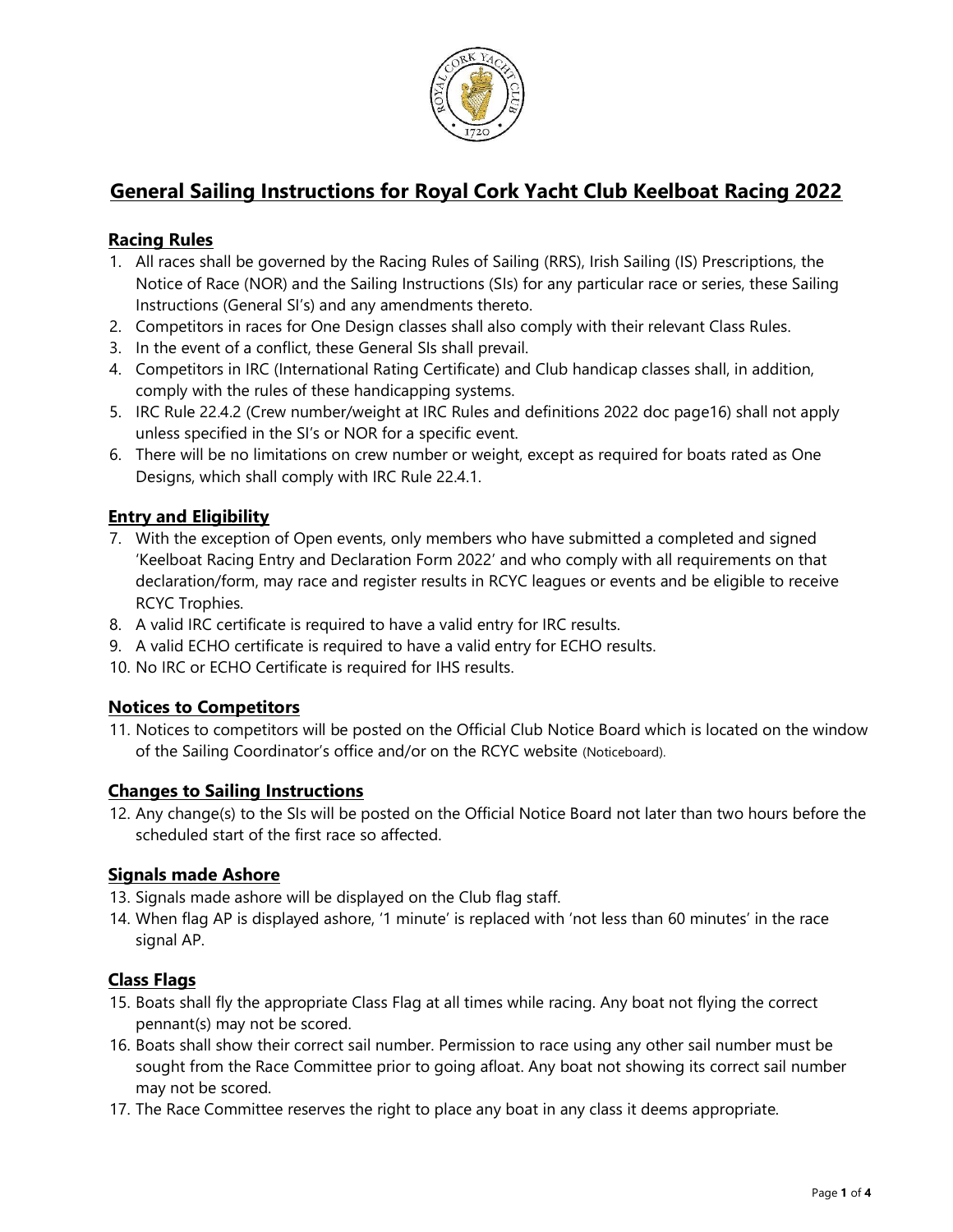# General Sailing Instructions for Royal Cork Yacht Club Keelboat Racing 2022

## Racing Rules

1. All races shall be governed by the Racing Rules of Sailing (RRS), Irish Sailing (IS) Prescriptions, the Notice of Race (NOR) and the Sailing Instructions (SIs) for any particular race or series, these Sailing Instructions (General SI's) and any amendments thereto.
2. Competitors in races for One Design classes shall also comply with their relevant Class Rules.
3. In the event of a conflict, these General SIs shall prevail.
4. Competitors in IRC (International Rating Certificate) and Club handicap classes shall, in addition, comply with the rules of these handicapping systems.
5. IRC Rule 22.4.2 (Crew number/weight at IRC Rules and definitions 2022 doc page16) shall not apply unless specified in the SI's or NOR for a specific event.
6. There will be no limitations on crew number or weight, except as required for boats rated as One Designs, which shall comply with IRC Rule 22.4.1.

## Entry and Eligibility

7. With the exception of Open events, only members who have submitted a completed and signed 'Keelboat Racing Entry and Declaration Form 2022' and who comply with all requirements on that declaration/form, may race and register results in RCYC leagues or events and be eligible to receive RCYC Trophies.
8. A valid IRC certificate is required to have a valid entry for IRC results.
9. A valid ECHO certificate is required to have a valid entry for ECHO results.
10. No IRC or ECHO Certificate is required for IHS results.

## Notices to Competitors

11. Notices to competitors will be posted on the Official Club Notice Board which is located on the window of the Sailing Coordinator's office and/or on the RCYC website (Noticeboard).

## Changes to Sailing Instructions

12. Any change(s) to the SIs will be posted on the Official Notice Board not later than two hours before the scheduled start of the first race so affected.

## Signals made Ashore

13. Signals made ashore will be displayed on the Club flag staff.
14. When flag AP is displayed ashore, '1 minute' is replaced with 'not less than 60 minutes' in the race signal AP.

## Class Flags

15. Boats shall fly the appropriate Class Flag at all times while racing. Any boat not flying the correct pennant(s) may not be scored.
16. Boats shall show their correct sail number. Permission to race using any other sail number must be sought from the Race Committee prior to going afloat. Any boat not showing its correct sail number may not be scored.
17. The Race Committee reserves the right to place any boat in any class it deems appropriate.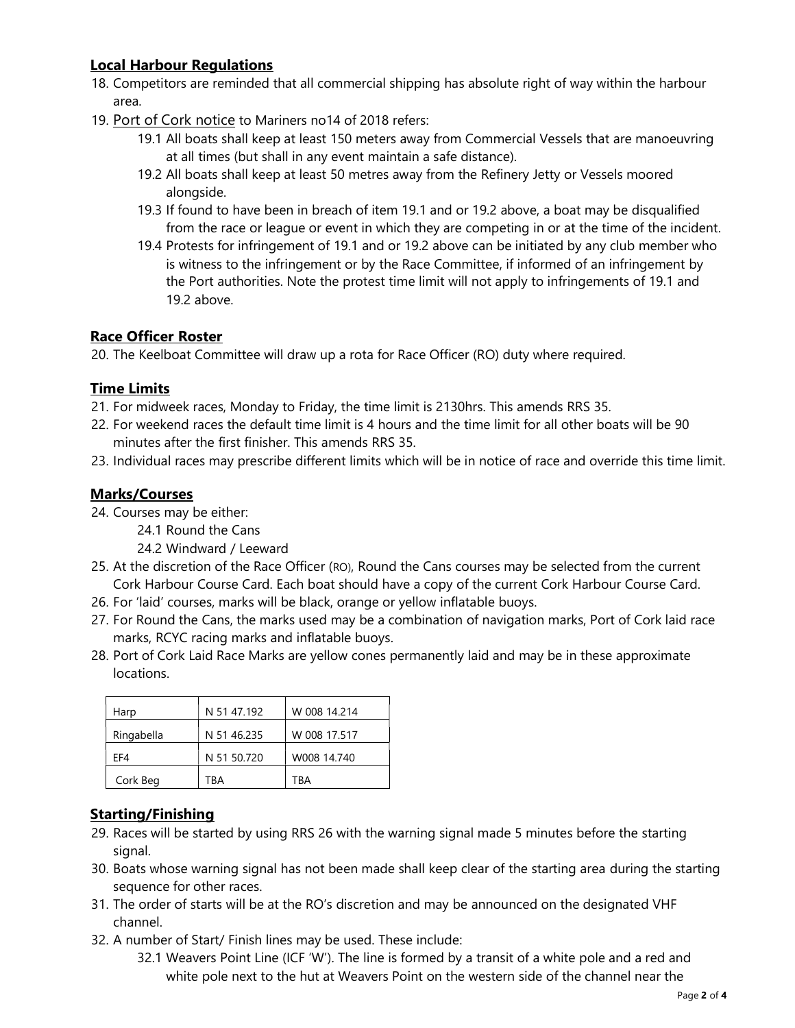## Local Harbour Regulations

18. Competitors are reminded that all commercial shipping has absolute right of way within the harbour area.
19. Port of Cork notice to Mariners no14 of 2018 refers:
    - 19.1 All boats shall keep at least 150 meters away from Commercial Vessels that are manoeuvring at all times (but shall in any event maintain a safe distance).
    - 19.2 All boats shall keep at least 50 metres away from the Refinery Jetty or Vessels moored alongside.
    - 19.3 If found to have been in breach of item 19.1 and or 19.2 above, a boat may be disqualified from the race or league or event in which they are competing in or at the time of the incident.
    - 19.4 Protests for infringement of 19.1 and or 19.2 above can be initiated by any club member who is witness to the infringement or by the Race Committee, if informed of an infringement by the Port authorities. Note the protest time limit will not apply to infringements of 19.1 and 19.2 above.

## Race Officer Roster

20. The Keelboat Committee will draw up a rota for Race Officer (RO) duty where required.

## Time Limits

21. For midweek races, Monday to Friday, the time limit is 2130hrs. This amends RRS 35.
22. For weekend races the default time limit is 4 hours and the time limit for all other boats will be 90 minutes after the first finisher. This amends RRS 35.
23. Individual races may prescribe different limits which will be in notice of race and override this time limit.

## Marks/Courses

24. Courses may be either:
    - 24.1 Round the Cans
    - 24.2 Windward / Leeward
25. At the discretion of the Race Officer (RO), Round the Cans courses may be selected from the current Cork Harbour Course Card. Each boat should have a copy of the current Cork Harbour Course Card.
26. For 'laid' courses, marks will be black, orange or yellow inflatable buoys.
27. For Round the Cans, the marks used may be a combination of navigation marks, Port of Cork laid race marks, RCYC racing marks and inflatable buoys.
28. Port of Cork Laid Race Marks are yellow cones permanently laid and may be in these approximate locations.

| | | |
|---|---|---|
| Harp | N 51 47.192 | W 008 14.214 |
| Ringabella | N 51 46.235 | W 008 17.517 |
| EF4 | N 51 50.720 | W008 14.740 |
| Cork Beg | TBA | TBA |

## Starting/Finishing

29. Races will be started by using RRS 26 with the warning signal made 5 minutes before the starting signal.
30. Boats whose warning signal has not been made shall keep clear of the starting area during the starting sequence for other races.
31. The order of starts will be at the RO's discretion and may be announced on the designated VHF channel.
32. A number of Start/ Finish lines may be used. These include:
    - 32.1 Weavers Point Line (ICF 'W'). The line is formed by a transit of a white pole and a red and white pole next to the hut at Weavers Point on the western side of the channel near the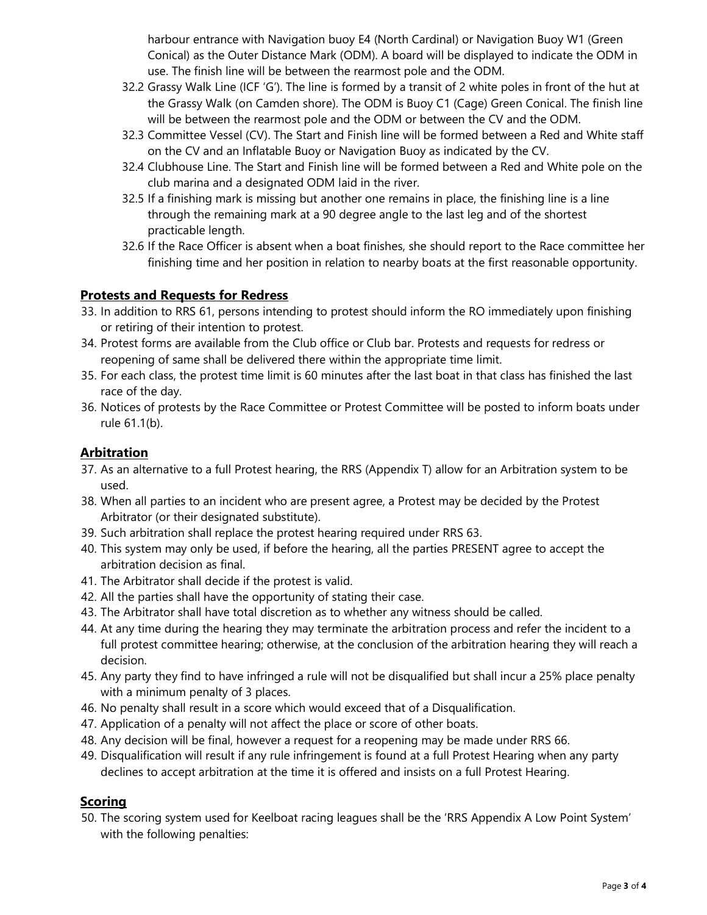harbour entrance with Navigation buoy E4 (North Cardinal) or Navigation Buoy W1 (Green Conical) as the Outer Distance Mark (ODM). A board will be displayed to indicate the ODM in use. The finish line will be between the rearmost pole and the ODM.

32.2 Grassy Walk Line (ICF 'G'). The line is formed by a transit of 2 white poles in front of the hut at the Grassy Walk (on Camden shore). The ODM is Buoy C1 (Cage) Green Conical. The finish line will be between the rearmost pole and the ODM or between the CV and the ODM.

32.3 Committee Vessel (CV). The Start and Finish line will be formed between a Red and White staff on the CV and an Inflatable Buoy or Navigation Buoy as indicated by the CV.

32.4 Clubhouse Line. The Start and Finish line will be formed between a Red and White pole on the club marina and a designated ODM laid in the river.

32.5 If a finishing mark is missing but another one remains in place, the finishing line is a line through the remaining mark at a 90 degree angle to the last leg and of the shortest practicable length.

32.6 If the Race Officer is absent when a boat finishes, she should report to the Race committee her finishing time and her position in relation to nearby boats at the first reasonable opportunity.

## Protests and Requests for Redress

33. In addition to RRS 61, persons intending to protest should inform the RO immediately upon finishing or retiring of their intention to protest.
34. Protest forms are available from the Club office or Club bar. Protests and requests for redress or reopening of same shall be delivered there within the appropriate time limit.
35. For each class, the protest time limit is 60 minutes after the last boat in that class has finished the last race of the day.
36. Notices of protests by the Race Committee or Protest Committee will be posted to inform boats under rule 61.1(b).

## Arbitration

37. As an alternative to a full Protest hearing, the RRS (Appendix T) allow for an Arbitration system to be used.
38. When all parties to an incident who are present agree, a Protest may be decided by the Protest Arbitrator (or their designated substitute).
39. Such arbitration shall replace the protest hearing required under RRS 63.
40. This system may only be used, if before the hearing, all the parties PRESENT agree to accept the arbitration decision as final.
41. The Arbitrator shall decide if the protest is valid.
42. All the parties shall have the opportunity of stating their case.
43. The Arbitrator shall have total discretion as to whether any witness should be called.
44. At any time during the hearing they may terminate the arbitration process and refer the incident to a full protest committee hearing; otherwise, at the conclusion of the arbitration hearing they will reach a decision.
45. Any party they find to have infringed a rule will not be disqualified but shall incur a 25% place penalty with a minimum penalty of 3 places.
46. No penalty shall result in a score which would exceed that of a Disqualification.
47. Application of a penalty will not affect the place or score of other boats.
48. Any decision will be final, however a request for a reopening may be made under RRS 66.
49. Disqualification will result if any rule infringement is found at a full Protest Hearing when any party declines to accept arbitration at the time it is offered and insists on a full Protest Hearing.

## Scoring

50. The scoring system used for Keelboat racing leagues shall be the 'RRS Appendix A Low Point System' with the following penalties: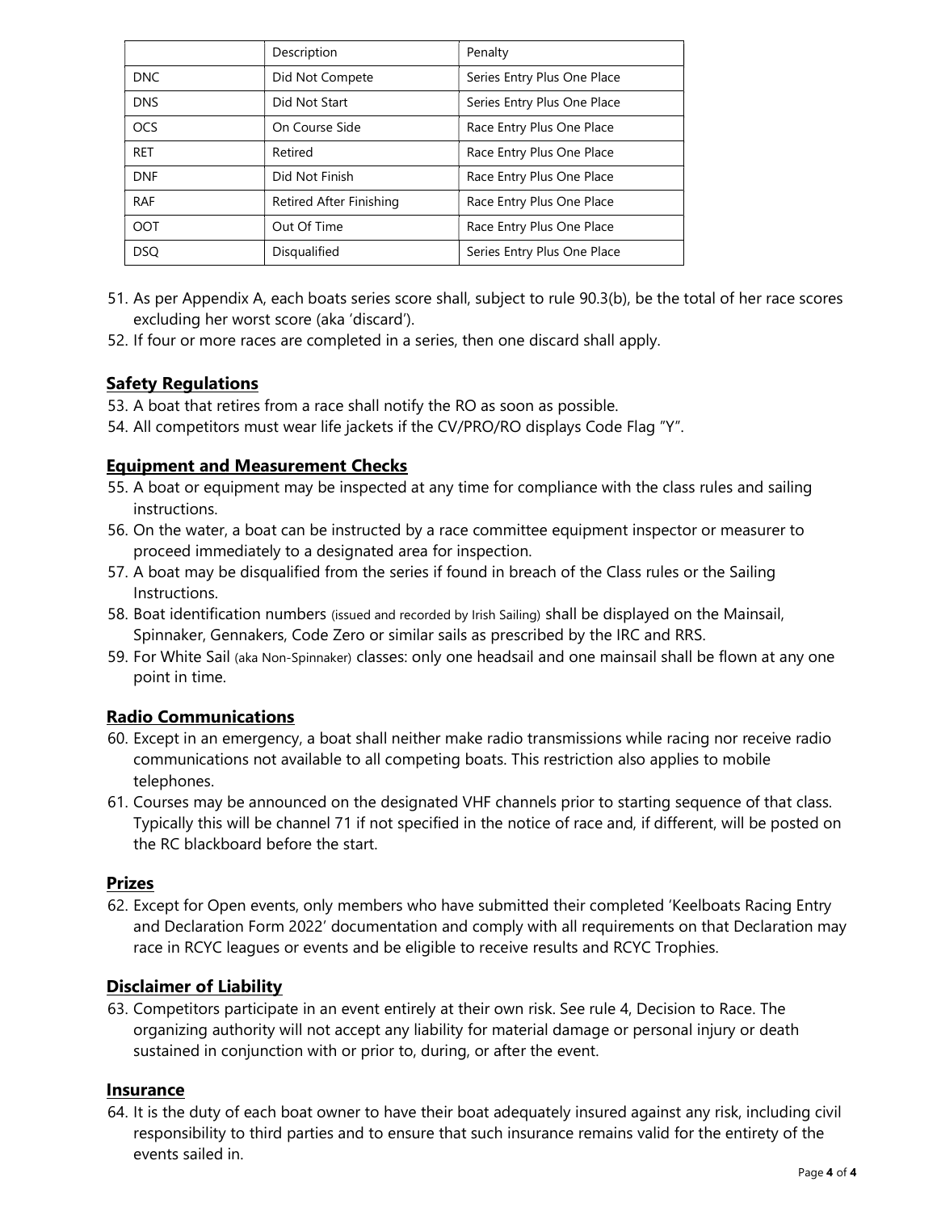| | Description | Penalty |
|---|---|---|
| DNC | Did Not Compete | Series Entry Plus One Place |
| DNS | Did Not Start | Series Entry Plus One Place |
| OCS | On Course Side | Race Entry Plus One Place |
| RET | Retired | Race Entry Plus One Place |
| DNF | Did Not Finish | Race Entry Plus One Place |
| RAF | Retired After Finishing | Race Entry Plus One Place |
| OOT | Out Of Time | Race Entry Plus One Place |
| DSQ | Disqualified | Series Entry Plus One Place |

51. As per Appendix A, each boats series score shall, subject to rule 90.3(b), be the total of her race scores excluding her worst score (aka 'discard').
52. If four or more races are completed in a series, then one discard shall apply.

## Safety Regulations

53. A boat that retires from a race shall notify the RO as soon as possible.
54. All competitors must wear life jackets if the CV/PRO/RO displays Code Flag "Y".

## Equipment and Measurement Checks

55. A boat or equipment may be inspected at any time for compliance with the class rules and sailing instructions.
56. On the water, a boat can be instructed by a race committee equipment inspector or measurer to proceed immediately to a designated area for inspection.
57. A boat may be disqualified from the series if found in breach of the Class rules or the Sailing Instructions.
58. Boat identification numbers (issued and recorded by Irish Sailing) shall be displayed on the Mainsail, Spinnaker, Gennakers, Code Zero or similar sails as prescribed by the IRC and RRS.
59. For White Sail (aka Non-Spinnaker) classes: only one headsail and one mainsail shall be flown at any one point in time.

## Radio Communications

60. Except in an emergency, a boat shall neither make radio transmissions while racing nor receive radio communications not available to all competing boats. This restriction also applies to mobile telephones.
61. Courses may be announced on the designated VHF channels prior to starting sequence of that class. Typically this will be channel 71 if not specified in the notice of race and, if different, will be posted on the RC blackboard before the start.

## Prizes

62. Except for Open events, only members who have submitted their completed 'Keelboats Racing Entry and Declaration Form 2022' documentation and comply with all requirements on that Declaration may race in RCYC leagues or events and be eligible to receive results and RCYC Trophies.

## Disclaimer of Liability

63. Competitors participate in an event entirely at their own risk. See rule 4, Decision to Race. The organizing authority will not accept any liability for material damage or personal injury or death sustained in conjunction with or prior to, during, or after the event.

## Insurance

64. It is the duty of each boat owner to have their boat adequately insured against any risk, including civil responsibility to third parties and to ensure that such insurance remains valid for the entirety of the events sailed in.